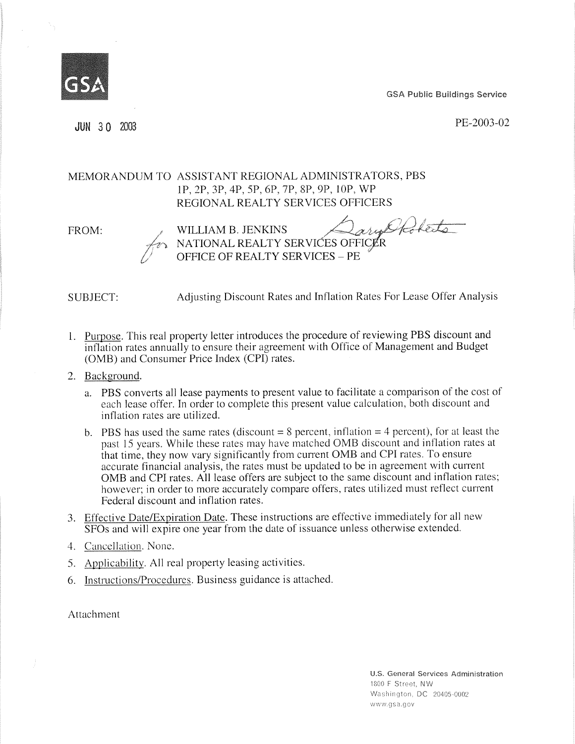GSA

GSA Public Buildings Service

JUN 30 2003

PE-2003-02

MEMORANDUM TO ASSISTANT REGIONAL ADMINISTRATORS, PBS
1P, 2P, 3P, 4P, 5P, 6P, 7P, 8P, 9P, 10P, WP
REGIONAL REALTY SERVICES OFFICERS

FROM: for WILLIAM B. JENKINS
NATIONAL REALTY SERVICES OFFICER
OFFICE OF REALTY SERVICES – PE

SUBJECT: Adjusting Discount Rates and Inflation Rates For Lease Offer Analysis

1. Purpose. This real property letter introduces the procedure of reviewing PBS discount and inflation rates annually to ensure their agreement with Office of Management and Budget (OMB) and Consumer Price Index (CPI) rates.

2. Background.

   a. PBS converts all lease payments to present value to facilitate a comparison of the cost of each lease offer. In order to complete this present value calculation, both discount and inflation rates are utilized.

   b. PBS has used the same rates (discount = 8 percent, inflation = 4 percent), for at least the past 15 years. While these rates may have matched OMB discount and inflation rates at that time, they now vary significantly from current OMB and CPI rates. To ensure accurate financial analysis, the rates must be updated to be in agreement with current OMB and CPI rates. All lease offers are subject to the same discount and inflation rates; however; in order to more accurately compare offers, rates utilized must reflect current Federal discount and inflation rates.

3. Effective Date/Expiration Date. These instructions are effective immediately for all new SFOs and will expire one year from the date of issuance unless otherwise extended.

4. Cancellation. None.

5. Applicability. All real property leasing activities.

6. Instructions/Procedures. Business guidance is attached.

Attachment

U.S. General Services Administration
1800 F Street, NW
Washington, DC 20405-0002
www.gsa.gov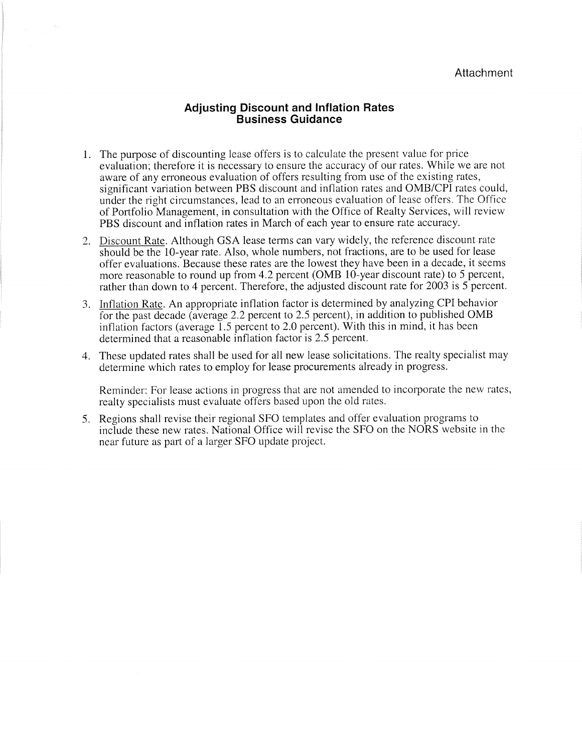Attachment

## Adjusting Discount and Inflation Rates
## Business Guidance

1. The purpose of discounting lease offers is to calculate the present value for price evaluation; therefore it is necessary to ensure the accuracy of our rates. While we are not aware of any erroneous evaluation of offers resulting from use of the existing rates, significant variation between PBS discount and inflation rates and OMB/CPI rates could, under the right circumstances, lead to an erroneous evaluation of lease offers. The Office of Portfolio Management, in consultation with the Office of Realty Services, will review PBS discount and inflation rates in March of each year to ensure rate accuracy.

2. Discount Rate. Although GSA lease terms can vary widely, the reference discount rate should be the 10-year rate. Also, whole numbers, not fractions, are to be used for lease offer evaluations. Because these rates are the lowest they have been in a decade, it seems more reasonable to round up from 4.2 percent (OMB 10-year discount rate) to 5 percent, rather than down to 4 percent. Therefore, the adjusted discount rate for 2003 is 5 percent.

3. Inflation Rate. An appropriate inflation factor is determined by analyzing CPI behavior for the past decade (average 2.2 percent to 2.5 percent), in addition to published OMB inflation factors (average 1.5 percent to 2.0 percent). With this in mind, it has been determined that a reasonable inflation factor is 2.5 percent.

4. These updated rates shall be used for all new lease solicitations. The realty specialist may determine which rates to employ for lease procurements already in progress.

   Reminder: For lease actions in progress that are not amended to incorporate the new rates, realty specialists must evaluate offers based upon the old rates.

5. Regions shall revise their regional SFO templates and offer evaluation programs to include these new rates. National Office will revise the SFO on the NORS website in the near future as part of a larger SFO update project.